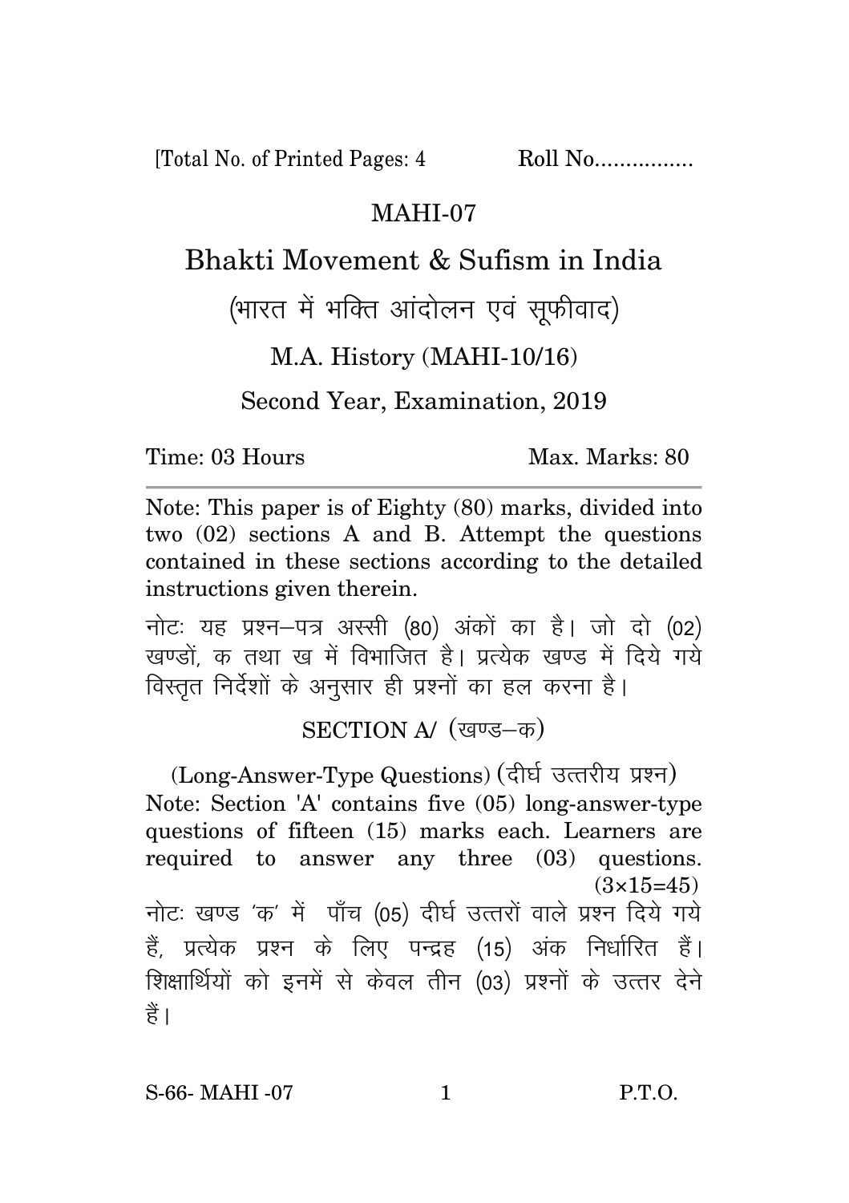[Total No. of Printed Pages: 4 Roll No................

# MAHI-07

# Bhakti Movement & Sufism in India

## (भारत में भक्ति आंदोलन एवं सूफीवाद)

### M.A. History (MAHI-10/16)

### Second Year, Examination, 2019

Time: 03 Hours Max. Marks: 80

---

Note: This paper is of Eighty (80) marks, divided into two (02) sections A and B. Attempt the questions contained in these sections according to the detailed instructions given therein.

नोटः यह प्रश्न–पत्र अस्सी (80) अंकों का है। जो दो (02) खण्डों, क तथा ख में विभाजित है। प्रत्येक खण्ड में दिये गये विस्तृत निर्देशों के अनुसार ही प्रश्नों का हल करना है।

## SECTION A/ (खण्ड–क)

(Long-Answer-Type Questions) (दीर्घ उत्तरीय प्रश्न)

Note: Section 'A' contains five (05) long-answer-type questions of fifteen (15) marks each. Learners are required to answer any three (03) questions. (3×15=45)

नोटः खण्ड 'क' में पाँच (05) दीर्घ उत्तरों वाले प्रश्न दिये गये हैं, प्रत्येक प्रश्न के लिए पन्द्रह (15) अंक निर्धारित हैं। शिक्षार्थियों को इनमें से केवल तीन (03) प्रश्नों के उत्तर देने हैं।

S-66- MAHI -07 P.T.O.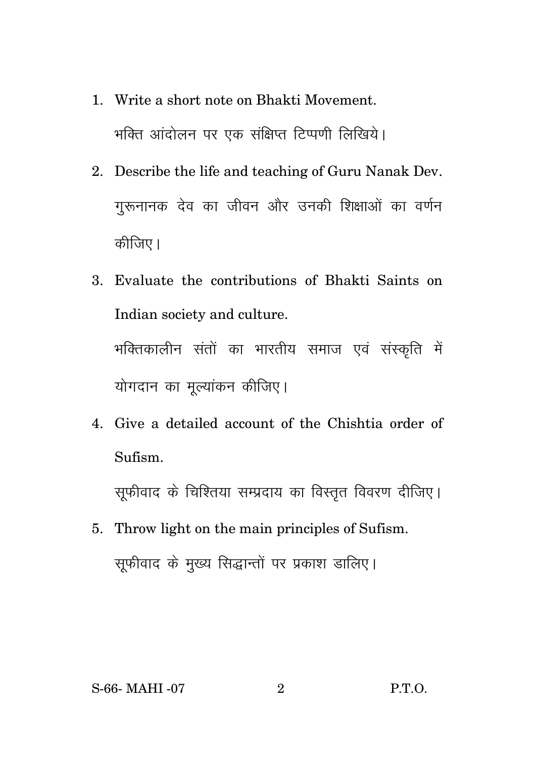1. Write a short note on Bhakti Movement.

   भक्ति आंदोलन पर एक संक्षिप्त टिप्पणी लिखिये।

2. Describe the life and teaching of Guru Nanak Dev.

   गुरूनानक देव का जीवन और उनकी शिक्षाओं का वर्णन कीजिए।

3. Evaluate the contributions of Bhakti Saints on Indian society and culture.

   भक्तिकालीन संतों का भारतीय समाज एवं संस्कृति में योगदान का मूल्यांकन कीजिए।

4. Give a detailed account of the Chishtia order of Sufism.

   सूफीवाद के चिश्तिया सम्प्रदाय का विस्तृत विवरण दीजिए।

5. Throw light on the main principles of Sufism.

   सूफीवाद के मुख्य सिद्धान्तों पर प्रकाश डालिए।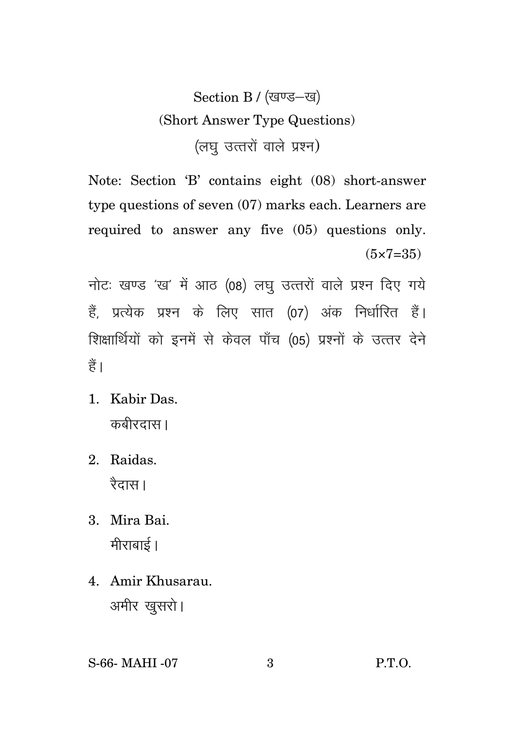## Section B / (खण्ड–ख)

### (Short Answer Type Questions)

### (लघु उत्तरों वाले प्रश्न)

Note: Section 'B' contains eight (08) short-answer type questions of seven (07) marks each. Learners are required to answer any five (05) questions only. (5×7=35)

नोटः खण्ड 'ख' में आठ (08) लघु उत्तरों वाले प्रश्न दिए गये हैं, प्रत्येक प्रश्न के लिए सात (07) अंक निर्धारित हैं। शिक्षार्थियों को इनमें से केवल पाँच (05) प्रश्नों के उत्तर देने हैं।

1. Kabir Das.
   कबीरदास।

2. Raidas.
   रैदास।

3. Mira Bai.
   मीराबाई।

4. Amir Khusarau.
   अमीर खुसरो।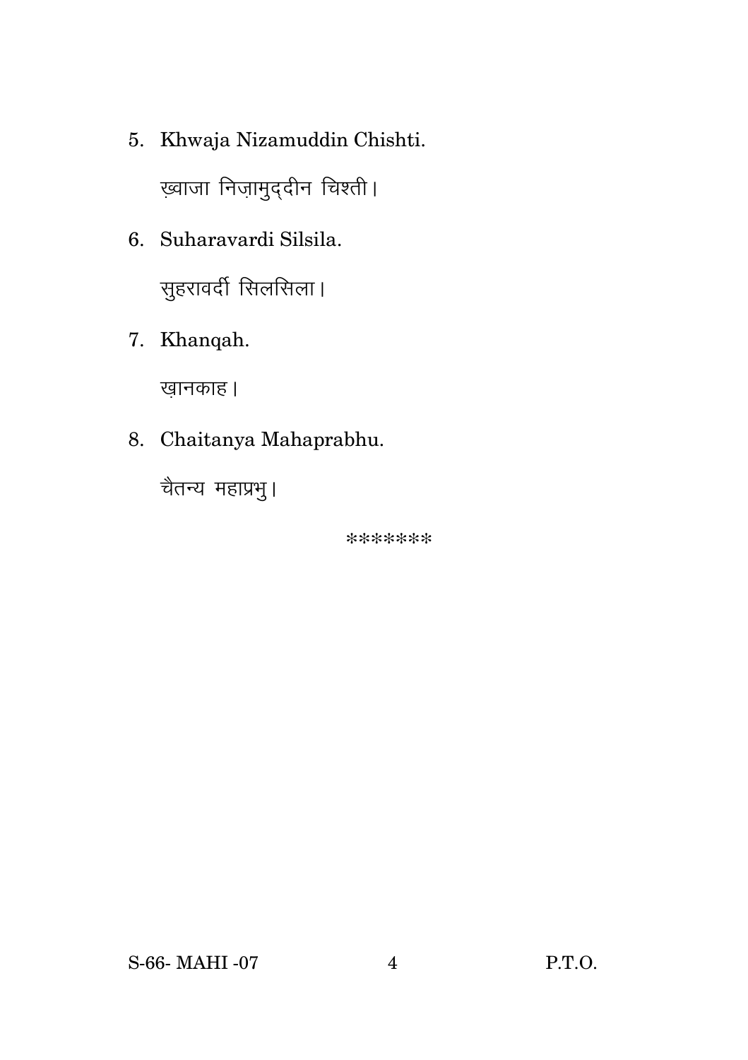5. Khwaja Nizamuddin Chishti.

   ख़्वाजा निज़ामुद्दीन चिश्ती।

6. Suharavardi Silsila.

   सुहरावर्दी सिलसिला।

7. Khanqah.

   ख़ानकाह।

8. Chaitanya Mahaprabhu.

   चैतन्य महाप्रभु।

*******